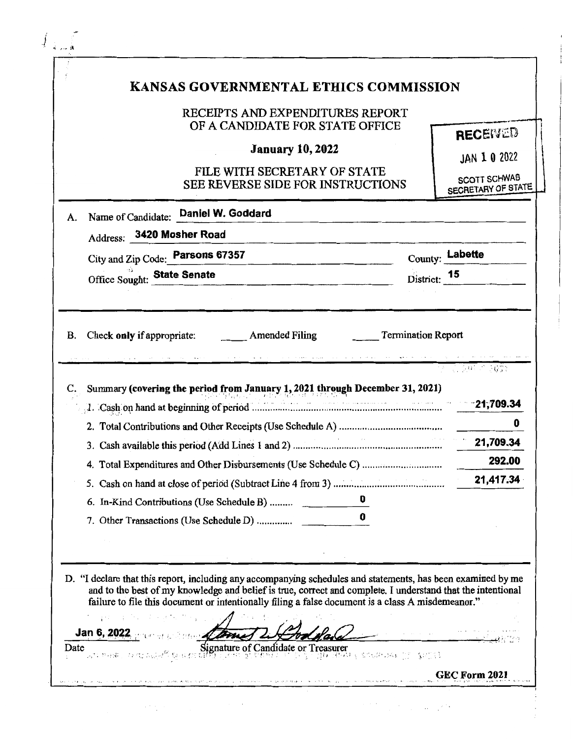# KANSAS GOVERNMENTAL ETHICS COMMISSION

RECEIPTS AND EXPENDITURES REPORT
OF A CANDIDATE FOR STATE OFFICE

**January 10, 2022**

FILE WITH SECRETARY OF STATE
SEE REVERSE SIDE FOR INSTRUCTIONS

RECEIVED
JAN 10 2022
SCOTT SCHWAB
SECRETARY OF STATE

A. Name of Candidate: **Daniel W. Goddard**

Address: **3420 Mosher Road**

City and Zip Code: **Parsons 67357** County: **Labette**

Office Sought: **State Senate** District: **15**

B. Check **only** if appropriate: \_\_\_\_ Amended Filing \_\_\_\_ Termination Report

C. Summary **(covering the period from January 1, 2021 through December 31, 2021)**

| Item | Amount |
|---|---|
| 1. Cash on hand at beginning of period | 21,709.34 |
| 2. Total Contributions and Other Receipts (Use Schedule A) | 0 |
| 3. Cash available this period (Add Lines 1 and 2) | 21,709.34 |
| 4. Total Expenditures and Other Disbursements (Use Schedule C) | 292.00 |
| 5. Cash on hand at close of period (Subtract Line 4 from 3) | 21,417.34 |
| 6. In-Kind Contributions (Use Schedule B) | 0 |
| 7. Other Transactions (Use Schedule D) | 0 |

D. "I declare that this report, including any accompanying schedules and statements, has been examined by me and to the best of my knowledge and belief is true, correct and complete. I understand that the intentional failure to file this document or intentionally filing a false document is a class A misdemeanor."

**Jan 6, 2022**
Date

Signature of Candidate or Treasurer

**GEC Form 2021**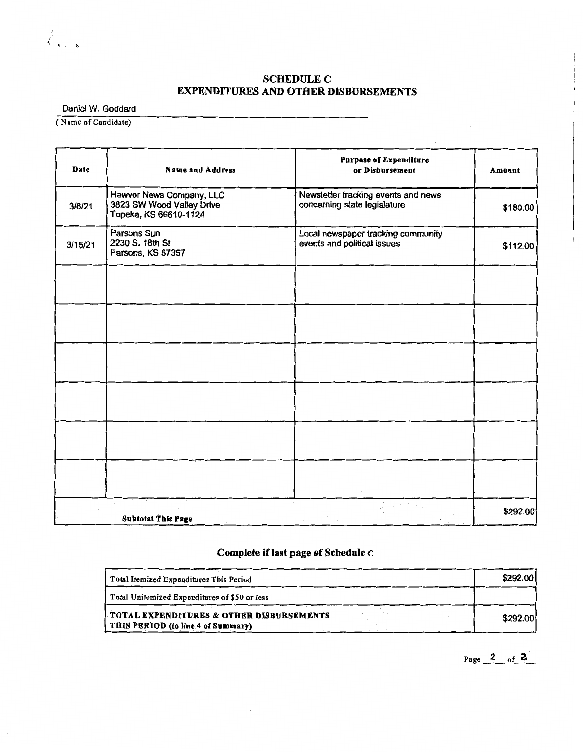## SCHEDULE C
## EXPENDITURES AND OTHER DISBURSEMENTS

Daniel W. Goddard
(Name of Candidate)

| Date | Name and Address | Purpose of Expenditure or Disbursement | Amount |
|---|---|---|---|
| 3/6/21 | Hawver News Company, LLC<br>3823 SW Wood Valley Drive<br>Topeka, KS 66610-1124 | Newsletter tracking events and news concerning state legislature | $180.00 |
| 3/15/21 | Parsons Sun<br>2230 S. 18th St<br>Parsons, KS 67357 | Local newspaper tracking community events and political issues | $112.00 |
| | | | |
| | | | |
| | | | |
| | | | |
| | | | |
| | | | |
| **Subtotal This Page** | | | $292.00 |

### Complete if last page of Schedule C

| | |
|---|---|
| Total Itemized Expenditures This Period | $292.00 |
| Total Unitemized Expenditures of $50 or less | |
| **TOTAL EXPENDITURES & OTHER DISBURSEMENTS THIS PERIOD (to line 4 of Summary)** | $292.00 |